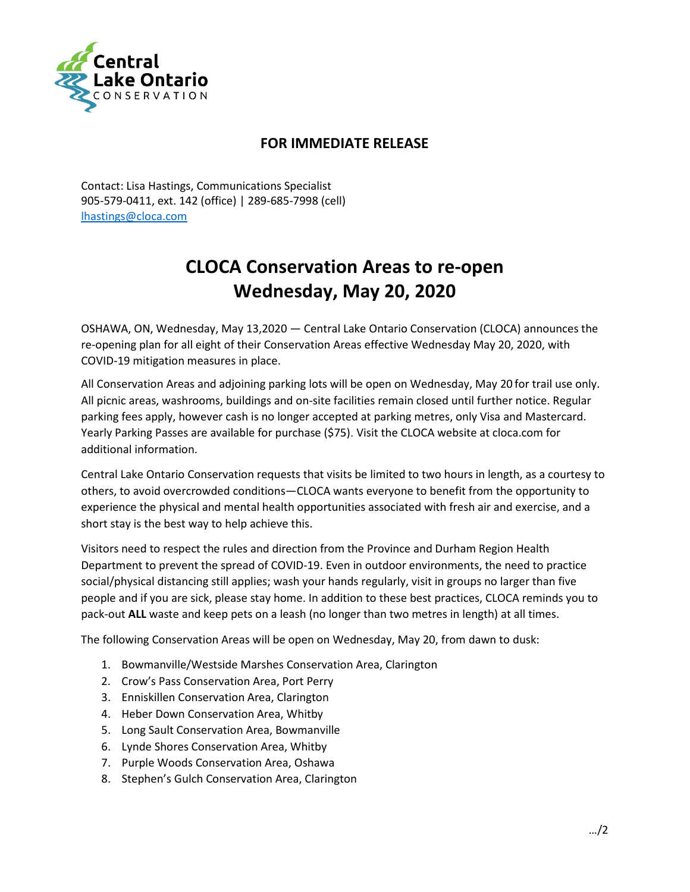Central Lake Ontario CONSERVATION

**FOR IMMEDIATE RELEASE**

Contact: Lisa Hastings, Communications Specialist
905-579-0411, ext. 142 (office) | 289-685-7998 (cell)
lhastings@cloca.com

# CLOCA Conservation Areas to re-open Wednesday, May 20, 2020

OSHAWA, ON, Wednesday, May 13,2020 — Central Lake Ontario Conservation (CLOCA) announces the re-opening plan for all eight of their Conservation Areas effective Wednesday May 20, 2020, with COVID-19 mitigation measures in place.

All Conservation Areas and adjoining parking lots will be open on Wednesday, May 20 for trail use only. All picnic areas, washrooms, buildings and on-site facilities remain closed until further notice. Regular parking fees apply, however cash is no longer accepted at parking metres, only Visa and Mastercard. Yearly Parking Passes are available for purchase ($75). Visit the CLOCA website at cloca.com for additional information.

Central Lake Ontario Conservation requests that visits be limited to two hours in length, as a courtesy to others, to avoid overcrowded conditions—CLOCA wants everyone to benefit from the opportunity to experience the physical and mental health opportunities associated with fresh air and exercise, and a short stay is the best way to help achieve this.

Visitors need to respect the rules and direction from the Province and Durham Region Health Department to prevent the spread of COVID-19. Even in outdoor environments, the need to practice social/physical distancing still applies; wash your hands regularly, visit in groups no larger than five people and if you are sick, please stay home. In addition to these best practices, CLOCA reminds you to pack-out **ALL** waste and keep pets on a leash (no longer than two metres in length) at all times.

The following Conservation Areas will be open on Wednesday, May 20, from dawn to dusk:

1. Bowmanville/Westside Marshes Conservation Area, Clarington
2. Crow's Pass Conservation Area, Port Perry
3. Enniskillen Conservation Area, Clarington
4. Heber Down Conservation Area, Whitby
5. Long Sault Conservation Area, Bowmanville
6. Lynde Shores Conservation Area, Whitby
7. Purple Woods Conservation Area, Oshawa
8. Stephen's Gulch Conservation Area, Clarington

…/2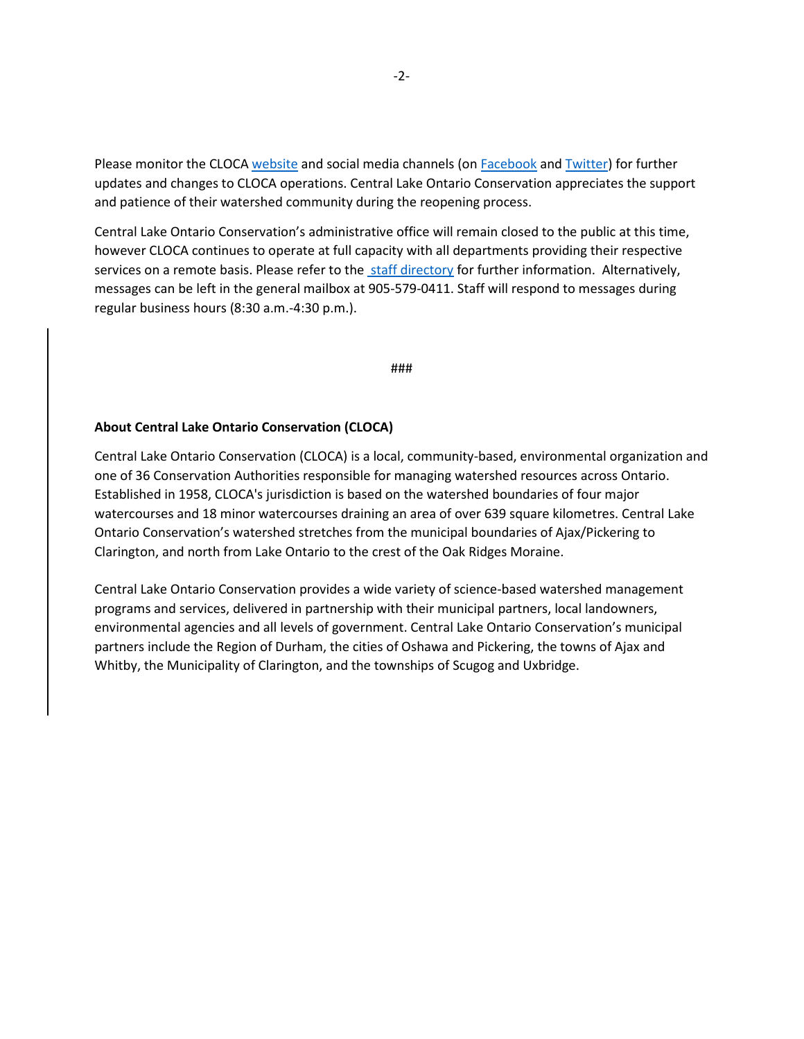Please monitor the CLOCA website and social media channels (on Facebook and Twitter) for further updates and changes to CLOCA operations. Central Lake Ontario Conservation appreciates the support and patience of their watershed community during the reopening process.

Central Lake Ontario Conservation's administrative office will remain closed to the public at this time, however CLOCA continues to operate at full capacity with all departments providing their respective services on a remote basis. Please refer to the staff directory for further information. Alternatively, messages can be left in the general mailbox at 905-579-0411. Staff will respond to messages during regular business hours (8:30 a.m.-4:30 p.m.).

###

**About Central Lake Ontario Conservation (CLOCA)**

Central Lake Ontario Conservation (CLOCA) is a local, community-based, environmental organization and one of 36 Conservation Authorities responsible for managing watershed resources across Ontario. Established in 1958, CLOCA's jurisdiction is based on the watershed boundaries of four major watercourses and 18 minor watercourses draining an area of over 639 square kilometres. Central Lake Ontario Conservation's watershed stretches from the municipal boundaries of Ajax/Pickering to Clarington, and north from Lake Ontario to the crest of the Oak Ridges Moraine.

Central Lake Ontario Conservation provides a wide variety of science-based watershed management programs and services, delivered in partnership with their municipal partners, local landowners, environmental agencies and all levels of government. Central Lake Ontario Conservation's municipal partners include the Region of Durham, the cities of Oshawa and Pickering, the towns of Ajax and Whitby, the Municipality of Clarington, and the townships of Scugog and Uxbridge.